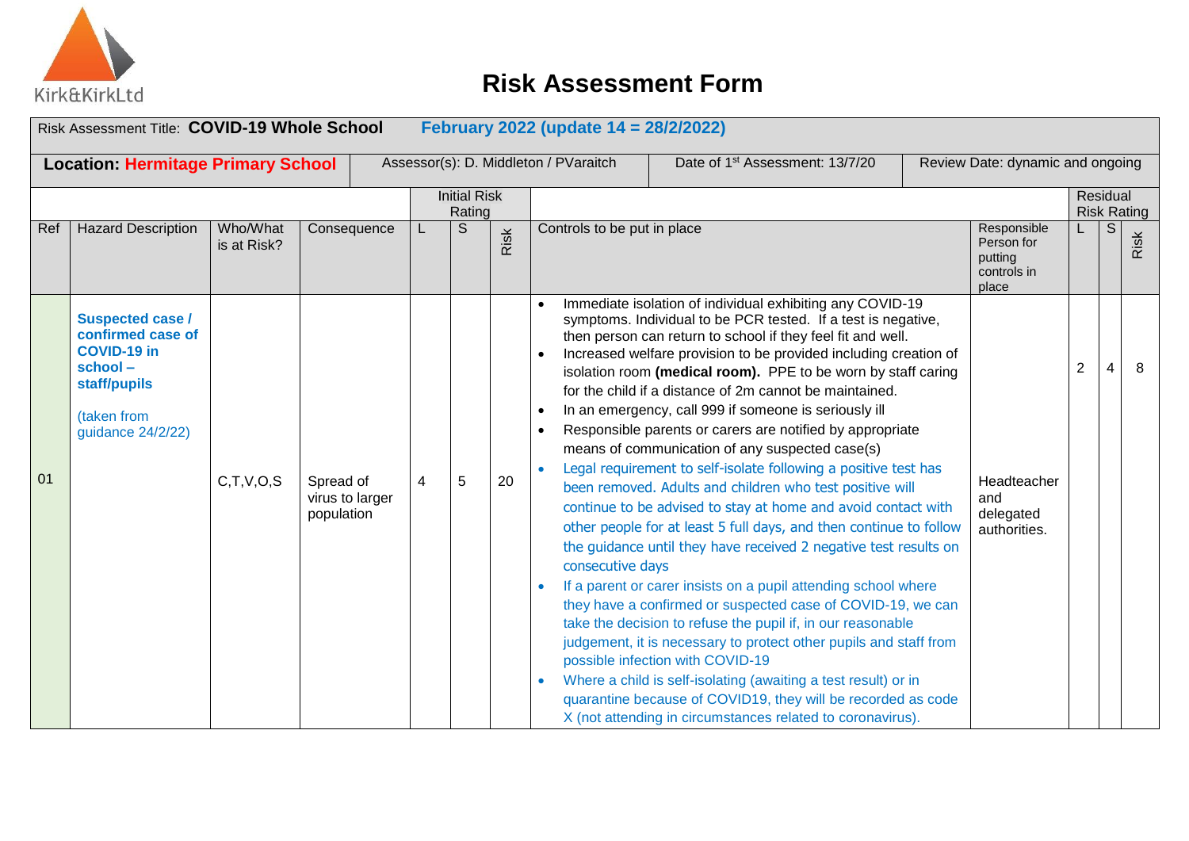Kirk&KirkLtd

# Risk Assessment Form

Risk Assessment Title: **COVID-19 Whole School** **February 2022 (update 14 = 28/2/2022)**

**Location: Hermitage Primary School** | Assessor(s): D. Middleton / PVaraitch | Date of 1st Assessment: 13/7/20 | Review Date: dynamic and ongoing

| Ref | Hazard Description | Who/What is at Risk? | Consequence | Initial Risk Rating L | Initial Risk Rating S | Initial Risk Rating Risk | Controls to be put in place | Responsible Person for putting controls in place | Residual Risk Rating L | Residual Risk Rating S | Residual Risk Rating Risk |
|---|---|---|---|---|---|---|---|---|---|---|---|
| 01 | **Suspected case / confirmed case of COVID-19 in school – staff/pupils** (taken from guidance 24/2/22) | C,T,V,O,S | Spread of virus to larger population | 4 | 5 | 20 | • Immediate isolation of individual exhibiting any COVID-19 symptoms. Individual to be PCR tested. If a test is negative, then person can return to school if they feel fit and well.<br>• Increased welfare provision to be provided including creation of isolation room **(medical room).** PPE to be worn by staff caring for the child if a distance of 2m cannot be maintained.<br>• In an emergency, call 999 if someone is seriously ill<br>• Responsible parents or carers are notified by appropriate means of communication of any suspected case(s)<br>• Legal requirement to self-isolate following a positive test has been removed. Adults and children who test positive will continue to be advised to stay at home and avoid contact with other people for at least 5 full days, and then continue to follow the guidance until they have received 2 negative test results on consecutive days<br>• If a parent or carer insists on a pupil attending school where they have a confirmed or suspected case of COVID-19, we can take the decision to refuse the pupil if, in our reasonable judgement, it is necessary to protect other pupils and staff from possible infection with COVID-19<br>• Where a child is self-isolating (awaiting a test result) or in quarantine because of COVID19, they will be recorded as code X (not attending in circumstances related to coronavirus). | Headteacher and delegated authorities. | 2 | 4 | 8 |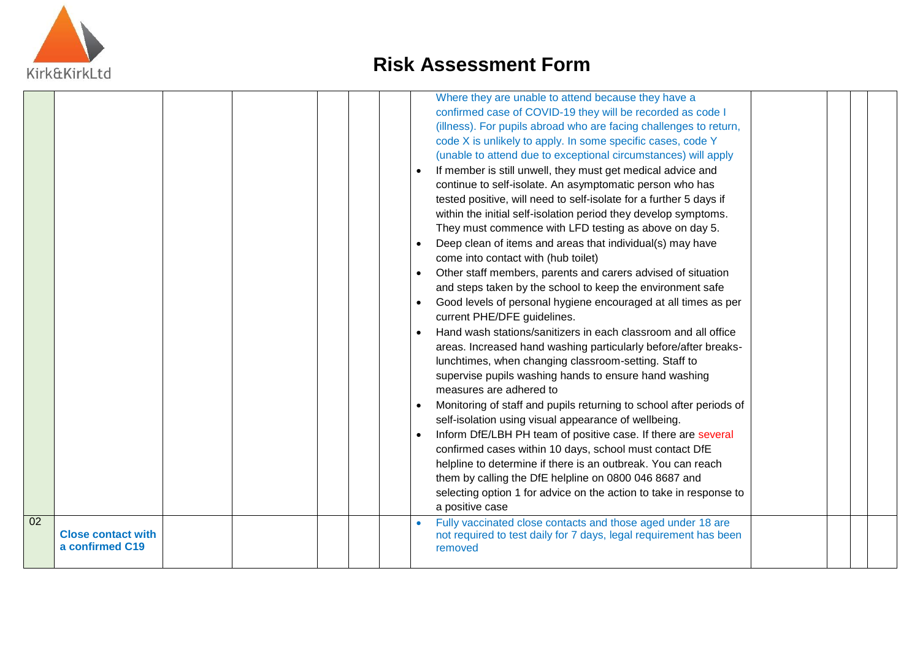# Risk Assessment Form

| | | | | | | | | | | |
|---|---|---|---|---|---|---|---|---|---|---|
| | | | | | | | Where they are unable to attend because they have a confirmed case of COVID-19 they will be recorded as code I (illness). For pupils abroad who are facing challenges to return, code X is unlikely to apply. In some specific cases, code Y (unable to attend due to exceptional circumstances) will apply<br>• If member is still unwell, they must get medical advice and continue to self-isolate. An asymptomatic person who has tested positive, will need to self-isolate for a further 5 days if within the initial self-isolation period they develop symptoms. They must commence with LFD testing as above on day 5.<br>• Deep clean of items and areas that individual(s) may have come into contact with (hub toilet)<br>• Other staff members, parents and carers advised of situation and steps taken by the school to keep the environment safe<br>• Good levels of personal hygiene encouraged at all times as per current PHE/DFE guidelines.<br>• Hand wash stations/sanitizers in each classroom and all office areas. Increased hand washing particularly before/after breaks-lunchtimes, when changing classroom-setting. Staff to supervise pupils washing hands to ensure hand washing measures are adhered to<br>• Monitoring of staff and pupils returning to school after periods of self-isolation using visual appearance of wellbeing.<br>• Inform DfE/LBH PH team of positive case. If there are several confirmed cases within 10 days, school must contact DfE helpline to determine if there is an outbreak. You can reach them by calling the DfE helpline on 0800 046 8687 and selecting option 1 for advice on the action to take in response to a positive case | | | | |
| 02 | **Close contact with a confirmed C19** | | | | | | • Fully vaccinated close contacts and those aged under 18 are not required to test daily for 7 days, legal requirement has been removed | | | | |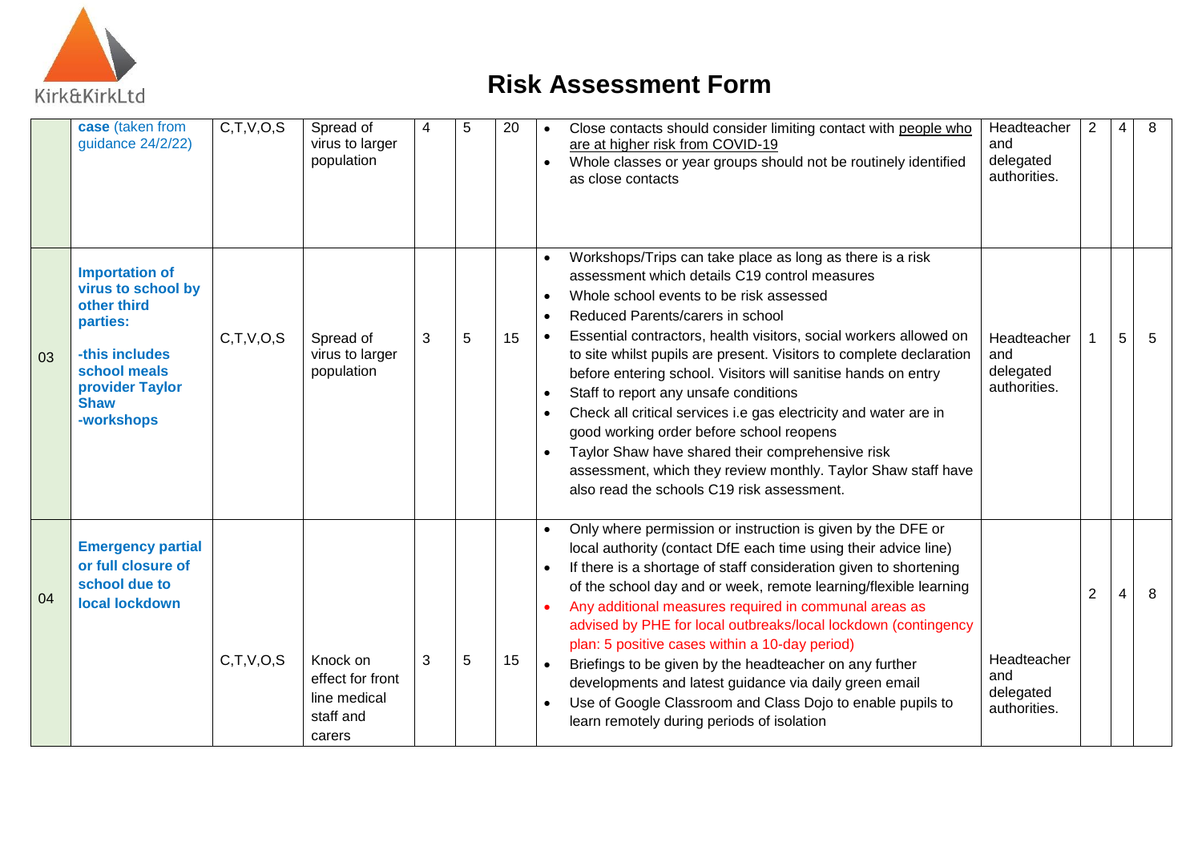# Risk Assessment Form

| | | | | | | | | | | | |
|---|---|---|---|---|---|---|---|---|---|---|---|
| | **case** (taken from guidance 24/2/22) | C,T,V,O,S | Spread of virus to larger population | 4 | 5 | 20 | • Close contacts should consider limiting contact with people who are at higher risk from COVID-19<br>• Whole classes or year groups should not be routinely identified as close contacts | Headteacher and delegated authorities. | 2 | 4 | 8 |
| 03 | **Importation of virus to school by other third parties:**<br><br>**-this includes school meals provider Taylor Shaw**<br>**-workshops** | C,T,V,O,S | Spread of virus to larger population | 3 | 5 | 15 | • Workshops/Trips can take place as long as there is a risk assessment which details C19 control measures<br>• Whole school events to be risk assessed<br>• Reduced Parents/carers in school<br>• Essential contractors, health visitors, social workers allowed on to site whilst pupils are present. Visitors to complete declaration before entering school. Visitors will sanitise hands on entry<br>• Staff to report any unsafe conditions<br>• Check all critical services i.e gas electricity and water are in good working order before school reopens<br>• Taylor Shaw have shared their comprehensive risk assessment, which they review monthly. Taylor Shaw staff have also read the schools C19 risk assessment. | Headteacher and delegated authorities. | 1 | 5 | 5 |
| 04 | **Emergency partial or full closure of school due to local lockdown** | C,T,V,O,S | Knock on effect for front line medical staff and carers | 3 | 5 | 15 | • Only where permission or instruction is given by the DFE or local authority (contact DfE each time using their advice line)<br>• If there is a shortage of staff consideration given to shortening of the school day and or week, remote learning/flexible learning<br>• Any additional measures required in communal areas as advised by PHE for local outbreaks/local lockdown (contingency plan: 5 positive cases within a 10-day period)<br>• Briefings to be given by the headteacher on any further developments and latest guidance via daily green email<br>• Use of Google Classroom and Class Dojo to enable pupils to learn remotely during periods of isolation | Headteacher and delegated authorities. | 2 | 4 | 8 |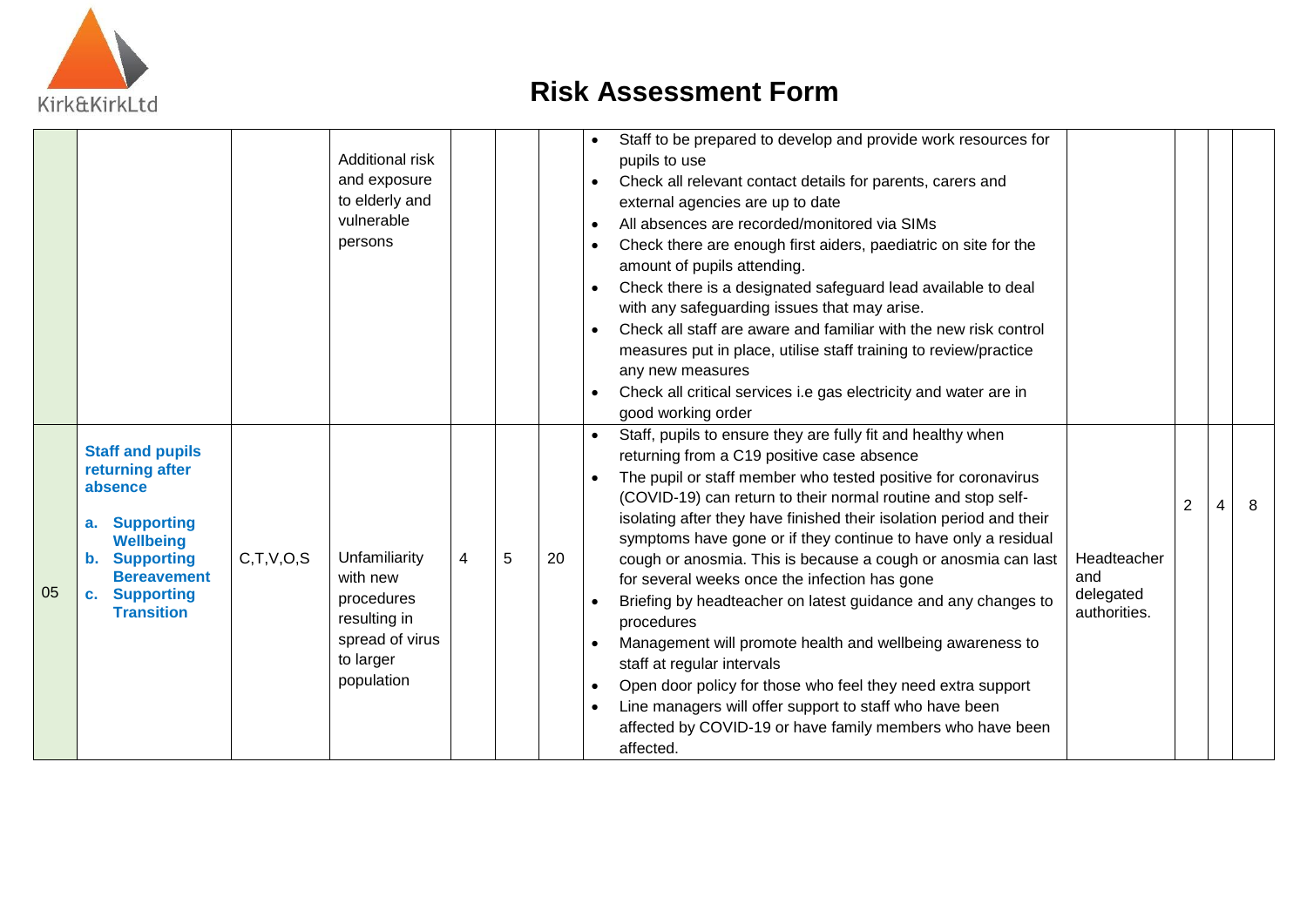# Risk Assessment Form

| | | | | | | | | | | | |
|---|---|---|---|---|---|---|---|---|---|---|---|
| | | | Additional risk and exposure to elderly and vulnerable persons | | | | • Staff to be prepared to develop and provide work resources for pupils to use<br>• Check all relevant contact details for parents, carers and external agencies are up to date<br>• All absences are recorded/monitored via SIMs<br>• Check there are enough first aiders, paediatric on site for the amount of pupils attending.<br>• Check there is a designated safeguard lead available to deal with any safeguarding issues that may arise.<br>• Check all staff are aware and familiar with the new risk control measures put in place, utilise staff training to review/practice any new measures<br>• Check all critical services i.e gas electricity and water are in good working order | | | | |
| 05 | **Staff and pupils returning after absence**<br>**a. Supporting Wellbeing**<br>**b. Supporting Bereavement**<br>**c. Supporting Transition** | C,T,V,O,S | Unfamiliarity with new procedures resulting in spread of virus to larger population | 4 | 5 | 20 | • Staff, pupils to ensure they are fully fit and healthy when returning from a C19 positive case absence<br>• The pupil or staff member who tested positive for coronavirus (COVID-19) can return to their normal routine and stop self-isolating after they have finished their isolation period and their symptoms have gone or if they continue to have only a residual cough or anosmia. This is because a cough or anosmia can last for several weeks once the infection has gone<br>• Briefing by headteacher on latest guidance and any changes to procedures<br>• Management will promote health and wellbeing awareness to staff at regular intervals<br>• Open door policy for those who feel they need extra support<br>• Line managers will offer support to staff who have been affected by COVID-19 or have family members who have been affected. | Headteacher and delegated authorities. | 2 | 4 | 8 |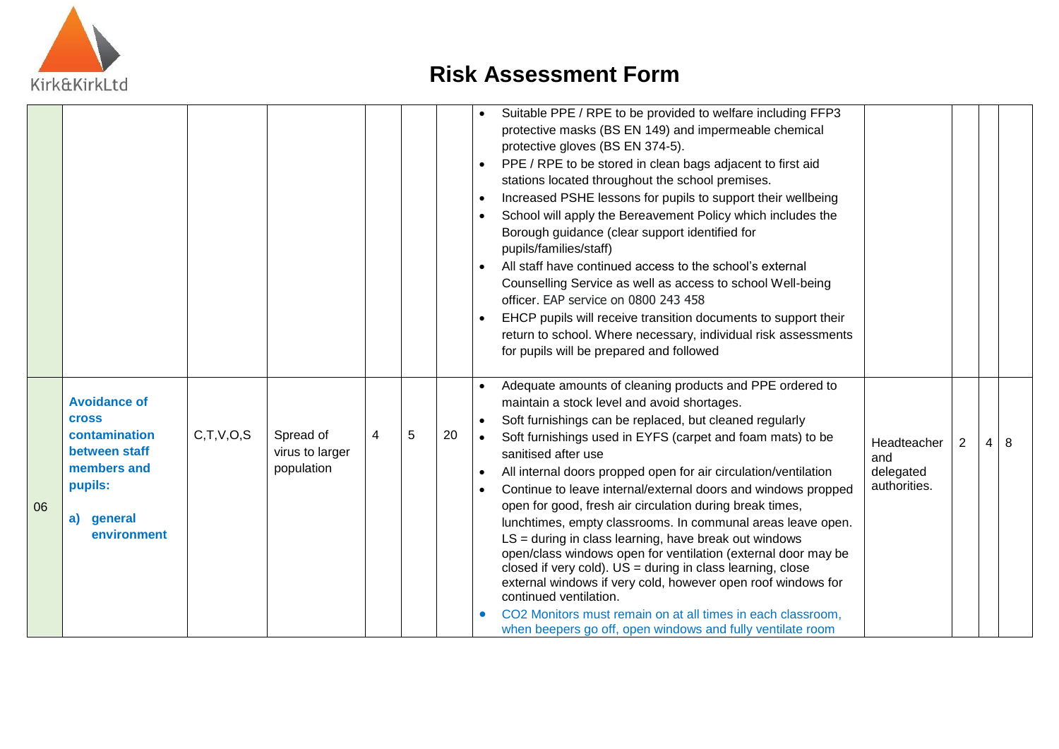# Risk Assessment Form

| | | | | | | | | | | | |
|---|---|---|---|---|---|---|---|---|---|---|---|
| | | | | | | | • Suitable PPE / RPE to be provided to welfare including FFP3 protective masks (BS EN 149) and impermeable chemical protective gloves (BS EN 374-5).<br>• PPE / RPE to be stored in clean bags adjacent to first aid stations located throughout the school premises.<br>• Increased PSHE lessons for pupils to support their wellbeing<br>• School will apply the Bereavement Policy which includes the Borough guidance (clear support identified for pupils/families/staff)<br>• All staff have continued access to the school's external Counselling Service as well as access to school Well-being officer. EAP service on 0800 243 458<br>• EHCP pupils will receive transition documents to support their return to school. Where necessary, individual risk assessments for pupils will be prepared and followed | | | | |
| 06 | **Avoidance of cross contamination between staff members and pupils:**<br><br>**a) general environment** | C,T,V,O,S | Spread of virus to larger population | 4 | 5 | 20 | • Adequate amounts of cleaning products and PPE ordered to maintain a stock level and avoid shortages.<br>• Soft furnishings can be replaced, but cleaned regularly<br>• Soft furnishings used in EYFS (carpet and foam mats) to be sanitised after use<br>• All internal doors propped open for air circulation/ventilation<br>• Continue to leave internal/external doors and windows propped open for good, fresh air circulation during break times, lunchtimes, empty classrooms. In communal areas leave open. LS = during in class learning, have break out windows open/class windows open for ventilation (external door may be closed if very cold). US = during in class learning, close external windows if very cold, however open roof windows for continued ventilation.<br>• CO2 Monitors must remain on at all times in each classroom, when beepers go off, open windows and fully ventilate room | Headteacher and delegated authorities. | 2 | 4 | 8 |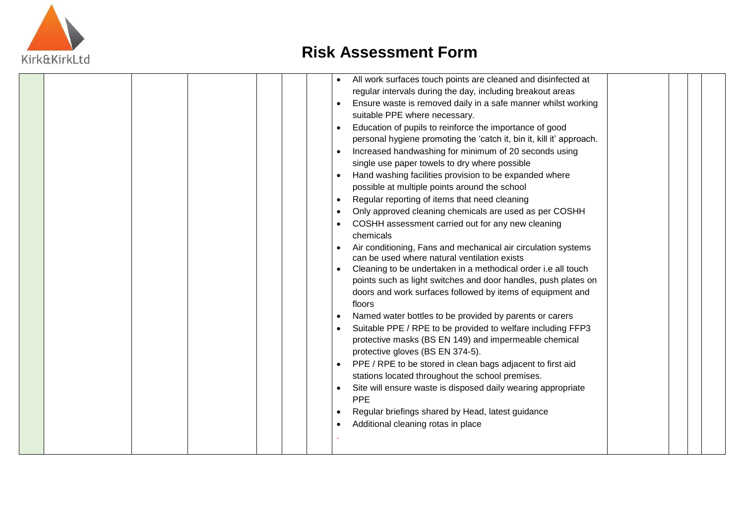# Risk Assessment Form

| | | | | | | | | | | | |
|---|---|---|---|---|---|---|---|---|---|---|---|
| | | | | | | | • All work surfaces touch points are cleaned and disinfected at regular intervals during the day, including breakout areas<br>• Ensure waste is removed daily in a safe manner whilst working suitable PPE where necessary.<br>• Education of pupils to reinforce the importance of good personal hygiene promoting the 'catch it, bin it, kill it' approach.<br>• Increased handwashing for minimum of 20 seconds using single use paper towels to dry where possible<br>• Hand washing facilities provision to be expanded where possible at multiple points around the school<br>• Regular reporting of items that need cleaning<br>• Only approved cleaning chemicals are used as per COSHH<br>• COSHH assessment carried out for any new cleaning chemicals<br>• Air conditioning, Fans and mechanical air circulation systems can be used where natural ventilation exists<br>• Cleaning to be undertaken in a methodical order i.e all touch points such as light switches and door handles, push plates on doors and work surfaces followed by items of equipment and floors<br>• Named water bottles to be provided by parents or carers<br>• Suitable PPE / RPE to be provided to welfare including FFP3 protective masks (BS EN 149) and impermeable chemical protective gloves (BS EN 374-5).<br>• PPE / RPE to be stored in clean bags adjacent to first aid stations located throughout the school premises.<br>• Site will ensure waste is disposed daily wearing appropriate PPE<br>• Regular briefings shared by Head, latest guidance<br>• Additional cleaning rotas in place | | | | |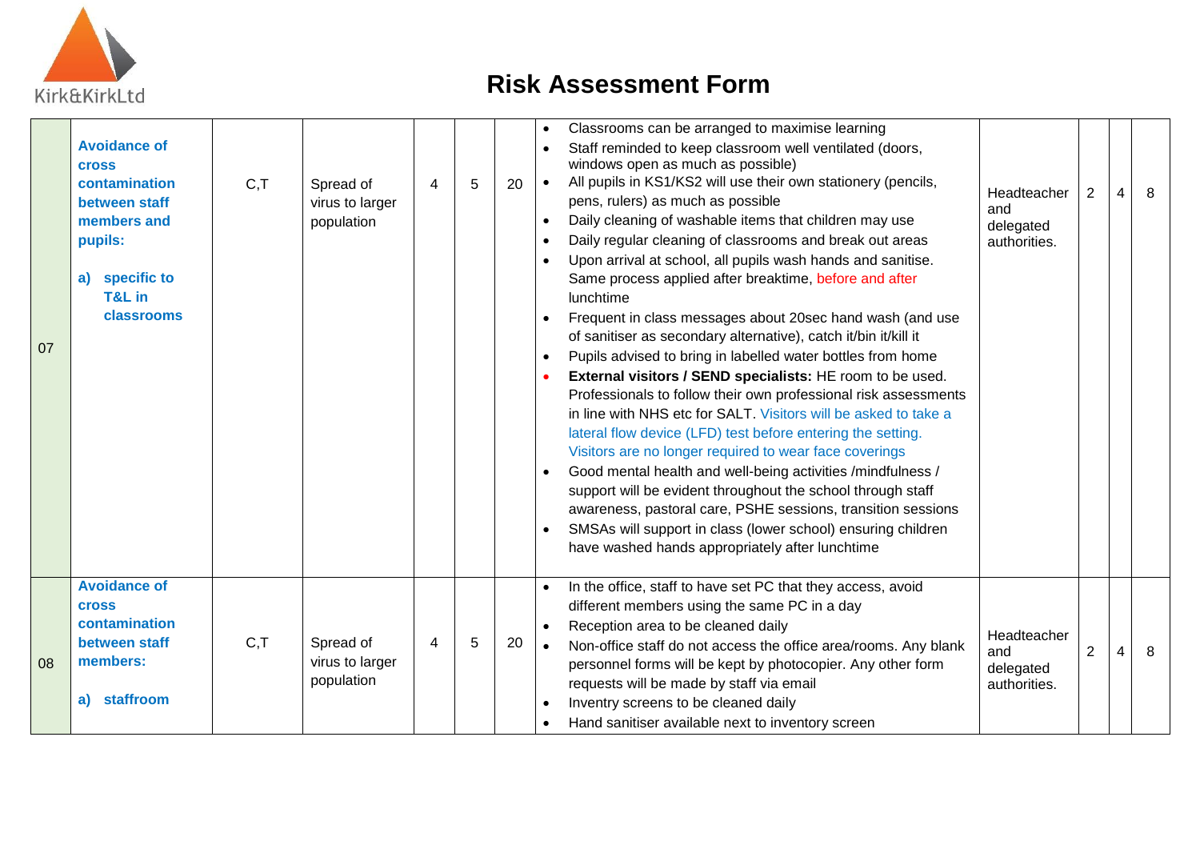# Risk Assessment Form

| 07 | **Avoidance of cross contamination between staff members and pupils:**<br><br>**a) specific to T&L in classrooms** | C,T | Spread of virus to larger population | 4 | 5 | 20 | • Classrooms can be arranged to maximise learning<br>• Staff reminded to keep classroom well ventilated (doors, windows open as much as possible)<br>• All pupils in KS1/KS2 will use their own stationery (pencils, pens, rulers) as much as possible<br>• Daily cleaning of washable items that children may use<br>• Daily regular cleaning of classrooms and break out areas<br>• Upon arrival at school, all pupils wash hands and sanitise. Same process applied after breaktime, before and after lunchtime<br>• Frequent in class messages about 20sec hand wash (and use of sanitiser as secondary alternative), catch it/bin it/kill it<br>• Pupils advised to bring in labelled water bottles from home<br>• **External visitors / SEND specialists:** HE room to be used. Professionals to follow their own professional risk assessments in line with NHS etc for SALT. Visitors will be asked to take a lateral flow device (LFD) test before entering the setting. Visitors are no longer required to wear face coverings<br>• Good mental health and well-being activities /mindfulness / support will be evident throughout the school through staff awareness, pastoral care, PSHE sessions, transition sessions<br>• SMSAs will support in class (lower school) ensuring children have washed hands appropriately after lunchtime | Headteacher and delegated authorities. | 2 | 4 | 8 |
|---|---|---|---|---|---|---|---|---|---|---|---|
| 08 | **Avoidance of cross contamination between staff members:**<br><br>**a) staffroom** | C,T | Spread of virus to larger population | 4 | 5 | 20 | • In the office, staff to have set PC that they access, avoid different members using the same PC in a day<br>• Reception area to be cleaned daily<br>• Non-office staff do not access the office area/rooms. Any blank personnel forms will be kept by photocopier. Any other form requests will be made by staff via email<br>• Inventry screens to be cleaned daily<br>• Hand sanitiser available next to inventory screen | Headteacher and delegated authorities. | 2 | 4 | 8 |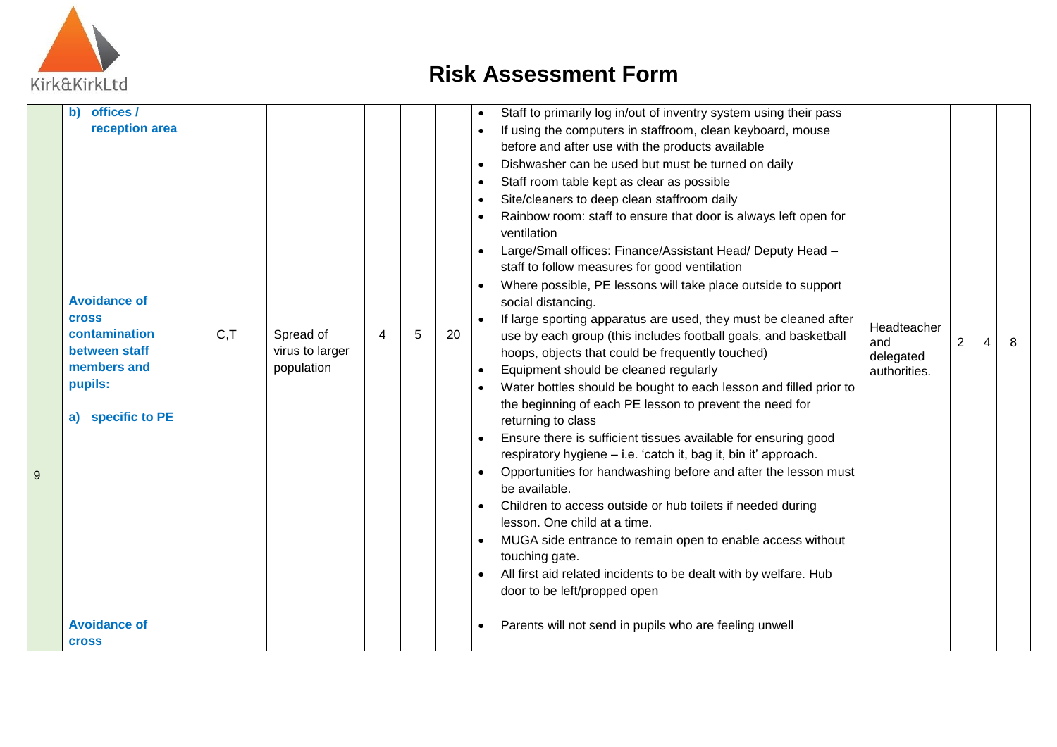# Risk Assessment Form

| | | | | | | | | | | | |
|---|---|---|---|---|---|---|---|---|---|---|---|
| | **b) offices / reception area** | | | | | | • Staff to primarily log in/out of inventry system using their pass<br>• If using the computers in staffroom, clean keyboard, mouse before and after use with the products available<br>• Dishwasher can be used but must be turned on daily<br>• Staff room table kept as clear as possible<br>• Site/cleaners to deep clean staffroom daily<br>• Rainbow room: staff to ensure that door is always left open for ventilation<br>• Large/Small offices: Finance/Assistant Head/ Deputy Head – staff to follow measures for good ventilation | | | | |
| 9 | **Avoidance of cross contamination between staff members and pupils:**<br><br>**a) specific to PE** | C,T | Spread of virus to larger population | 4 | 5 | 20 | • Where possible, PE lessons will take place outside to support social distancing.<br>• If large sporting apparatus are used, they must be cleaned after use by each group (this includes football goals, and basketball hoops, objects that could be frequently touched)<br>• Equipment should be cleaned regularly<br>• Water bottles should be bought to each lesson and filled prior to the beginning of each PE lesson to prevent the need for returning to class<br>• Ensure there is sufficient tissues available for ensuring good respiratory hygiene – i.e. 'catch it, bag it, bin it' approach.<br>• Opportunities for handwashing before and after the lesson must be available.<br>• Children to access outside or hub toilets if needed during lesson. One child at a time.<br>• MUGA side entrance to remain open to enable access without touching gate.<br>• All first aid related incidents to be dealt with by welfare. Hub door to be left/propped open | Headteacher and delegated authorities. | 2 | 4 | 8 |
| | **Avoidance of cross** | | | | | | • Parents will not send in pupils who are feeling unwell | | | | |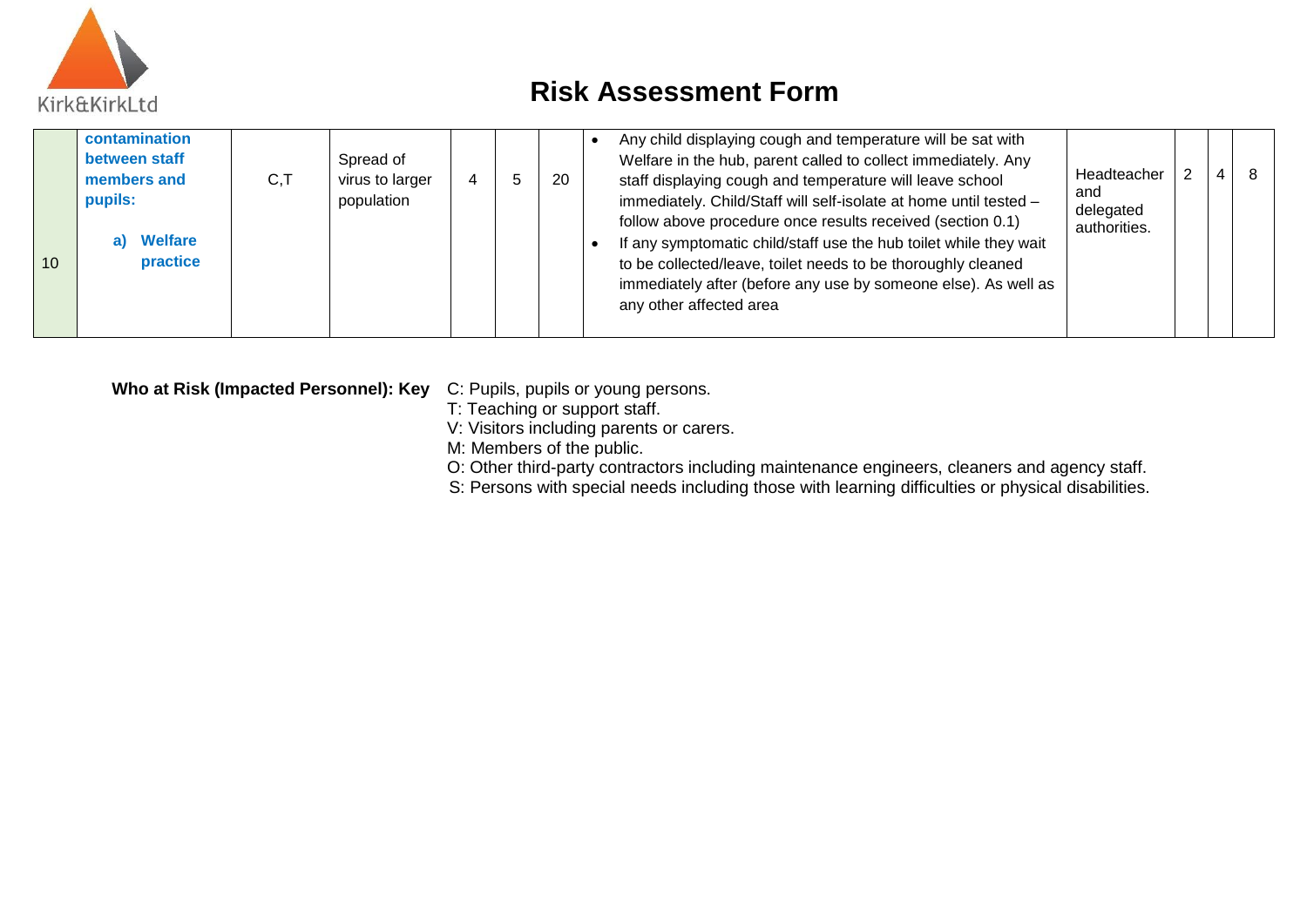# Risk Assessment Form

| | | | | | | | | | | | |
|---|---|---|---|---|---|---|---|---|---|---|---|
| 10 | **contamination between staff members and pupils:** <br> **a) Welfare practice** | C,T | Spread of virus to larger population | 4 | 5 | 20 | • Any child displaying cough and temperature will be sat with Welfare in the hub, parent called to collect immediately. Any staff displaying cough and temperature will leave school immediately. Child/Staff will self-isolate at home until tested – follow above procedure once results received (section 0.1) <br> • If any symptomatic child/staff use the hub toilet while they wait to be collected/leave, toilet needs to be thoroughly cleaned immediately after (before any use by someone else). As well as any other affected area | Headteacher and delegated authorities. | 2 | 4 | 8 |

**Who at Risk (Impacted Personnel): Key**

C: Pupils, pupils or young persons.
T: Teaching or support staff.
V: Visitors including parents or carers.
M: Members of the public.
O: Other third-party contractors including maintenance engineers, cleaners and agency staff.
S: Persons with special needs including those with learning difficulties or physical disabilities.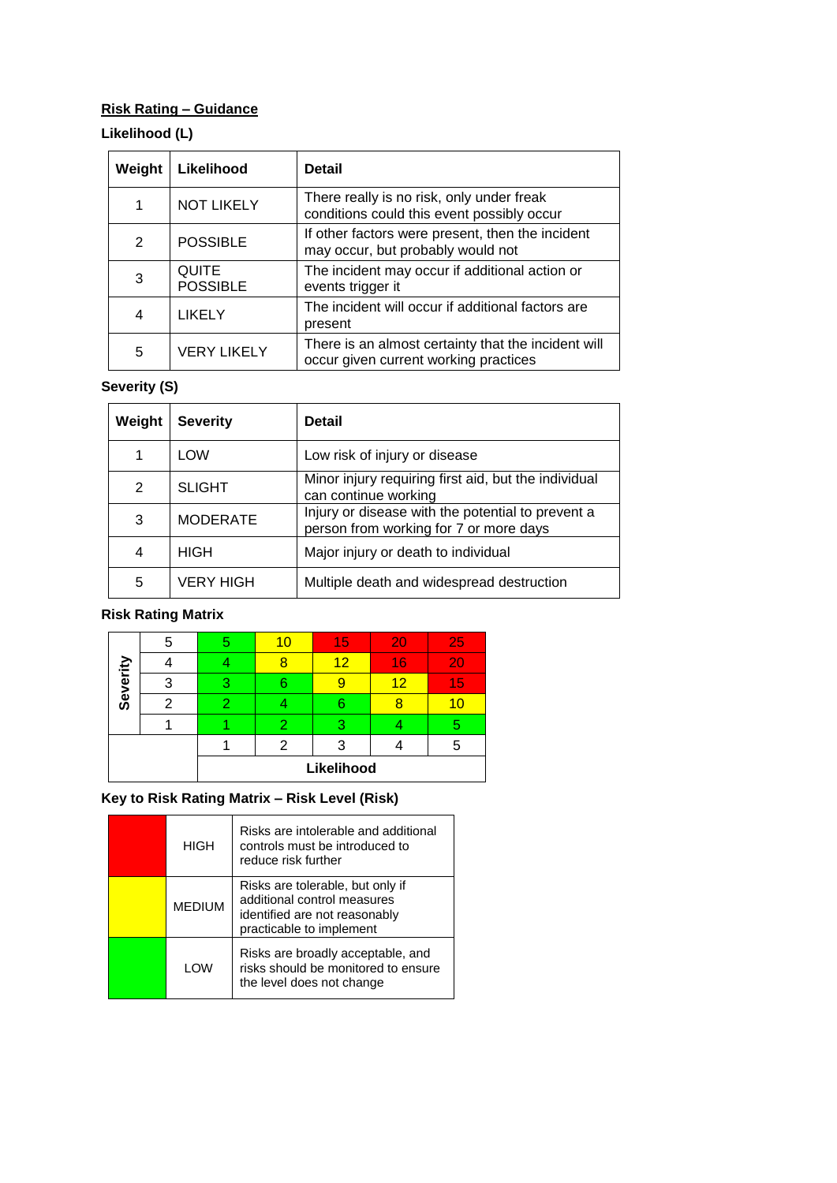**<u>Risk Rating – Guidance</u>**

**Likelihood (L)**

| Weight | Likelihood | Detail |
|---|---|---|
| 1 | NOT LIKELY | There really is no risk, only under freak conditions could this event possibly occur |
| 2 | POSSIBLE | If other factors were present, then the incident may occur, but probably would not |
| 3 | QUITE POSSIBLE | The incident may occur if additional action or events trigger it |
| 4 | LIKELY | The incident will occur if additional factors are present |
| 5 | VERY LIKELY | There is an almost certainty that the incident will occur given current working practices |

**Severity (S)**

| Weight | Severity | Detail |
|---|---|---|
| 1 | LOW | Low risk of injury or disease |
| 2 | SLIGHT | Minor injury requiring first aid, but the individual can continue working |
| 3 | MODERATE | Injury or disease with the potential to prevent a person from working for 7 or more days |
| 4 | HIGH | Major injury or death to individual |
| 5 | VERY HIGH | Multiple death and widespread destruction |

**Risk Rating Matrix**

| | | | | | | |
|---|---|---|---|---|---|---|
| Severity | 5 | 5 | 10 | 15 | 20 | 25 |
| | 4 | 4 | 8 | 12 | 16 | 20 |
| | 3 | 3 | 6 | 9 | 12 | 15 |
| | 2 | 2 | 4 | 6 | 8 | 10 |
| | 1 | 1 | 2 | 3 | 4 | 5 |
| | | 1 | 2 | 3 | 4 | 5 |
| | | Likelihood | | | | |

**Key to Risk Rating Matrix – Risk Level (Risk)**

| | | |
|---|---|---|
| | HIGH | Risks are intolerable and additional controls must be introduced to reduce risk further |
| | MEDIUM | Risks are tolerable, but only if additional control measures identified are not reasonably practicable to implement |
| | LOW | Risks are broadly acceptable, and risks should be monitored to ensure the level does not change |